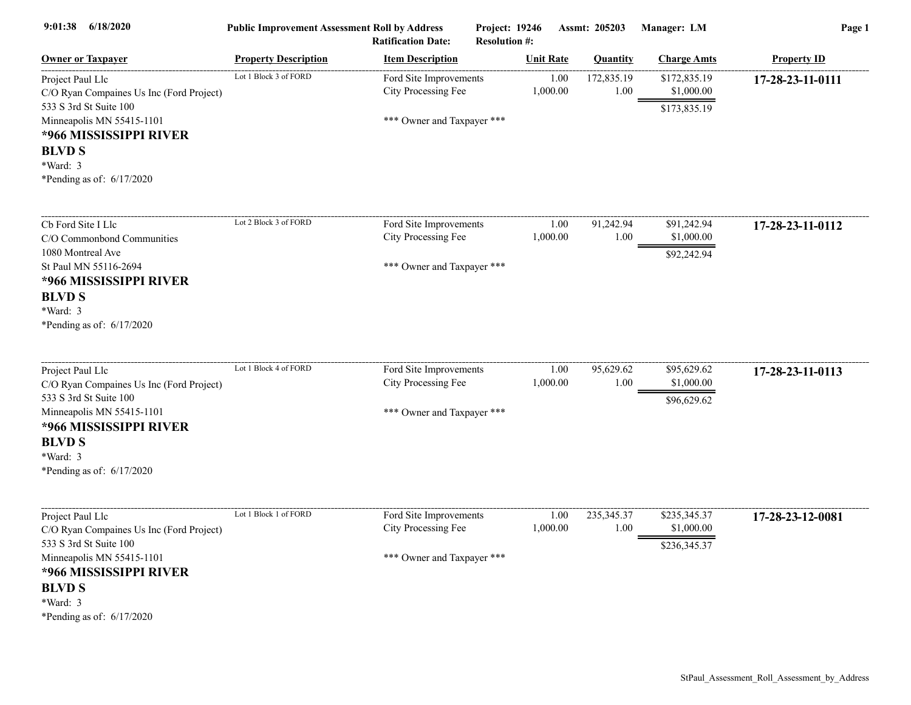9:01:38 6/18/2020

**Public Improvement Assessment Roll by Address** **Project: 19246** **Assmt: 205203** **Manager: LM**

**Ratification Date:** **Resolution #:**

| Owner or Taxpayer | Property Description | Item Description | Unit Rate | Quantity | Charge Amts | Property ID |
|---|---|---|---|---|---|---|
| Project Paul Llc<br>C/O Ryan Compaines Us Inc (Ford Project)<br>533 S 3rd St Suite 100<br>Minneapolis MN 55415-1101<br>**\*966 MISSISSIPPI RIVER BLVD S**<br>\*Ward: 3<br>\*Pending as of: 6/17/2020 | Lot 1 Block 3 of FORD | Ford Site Improvements<br>City Processing Fee<br><br>\*\*\* Owner and Taxpayer \*\*\* | 1.00<br>1,000.00 | 172,835.19<br>1.00 | $172,835.19<br>$1,000.00<br>$173,835.19 | **17-28-23-11-0111** |
| Cb Ford Site I Llc<br>C/O Commonbond Communities<br>1080 Montreal Ave<br>St Paul MN 55116-2694<br>**\*966 MISSISSIPPI RIVER BLVD S**<br>\*Ward: 3<br>\*Pending as of: 6/17/2020 | Lot 2 Block 3 of FORD | Ford Site Improvements<br>City Processing Fee<br><br>\*\*\* Owner and Taxpayer \*\*\* | 1.00<br>1,000.00 | 91,242.94<br>1.00 | $91,242.94<br>$1,000.00<br>$92,242.94 | **17-28-23-11-0112** |
| Project Paul Llc<br>C/O Ryan Compaines Us Inc (Ford Project)<br>533 S 3rd St Suite 100<br>Minneapolis MN 55415-1101<br>**\*966 MISSISSIPPI RIVER BLVD S**<br>\*Ward: 3<br>\*Pending as of: 6/17/2020 | Lot 1 Block 4 of FORD | Ford Site Improvements<br>City Processing Fee<br><br>\*\*\* Owner and Taxpayer \*\*\* | 1.00<br>1,000.00 | 95,629.62<br>1.00 | $95,629.62<br>$1,000.00<br>$96,629.62 | **17-28-23-11-0113** |
| Project Paul Llc<br>C/O Ryan Compaines Us Inc (Ford Project)<br>533 S 3rd St Suite 100<br>Minneapolis MN 55415-1101<br>**\*966 MISSISSIPPI RIVER BLVD S**<br>\*Ward: 3<br>\*Pending as of: 6/17/2020 | Lot 1 Block 1 of FORD | Ford Site Improvements<br>City Processing Fee<br><br>\*\*\* Owner and Taxpayer \*\*\* | 1.00<br>1,000.00 | 235,345.37<br>1.00 | $235,345.37<br>$1,000.00<br>$236,345.37 | **17-28-23-12-0081** |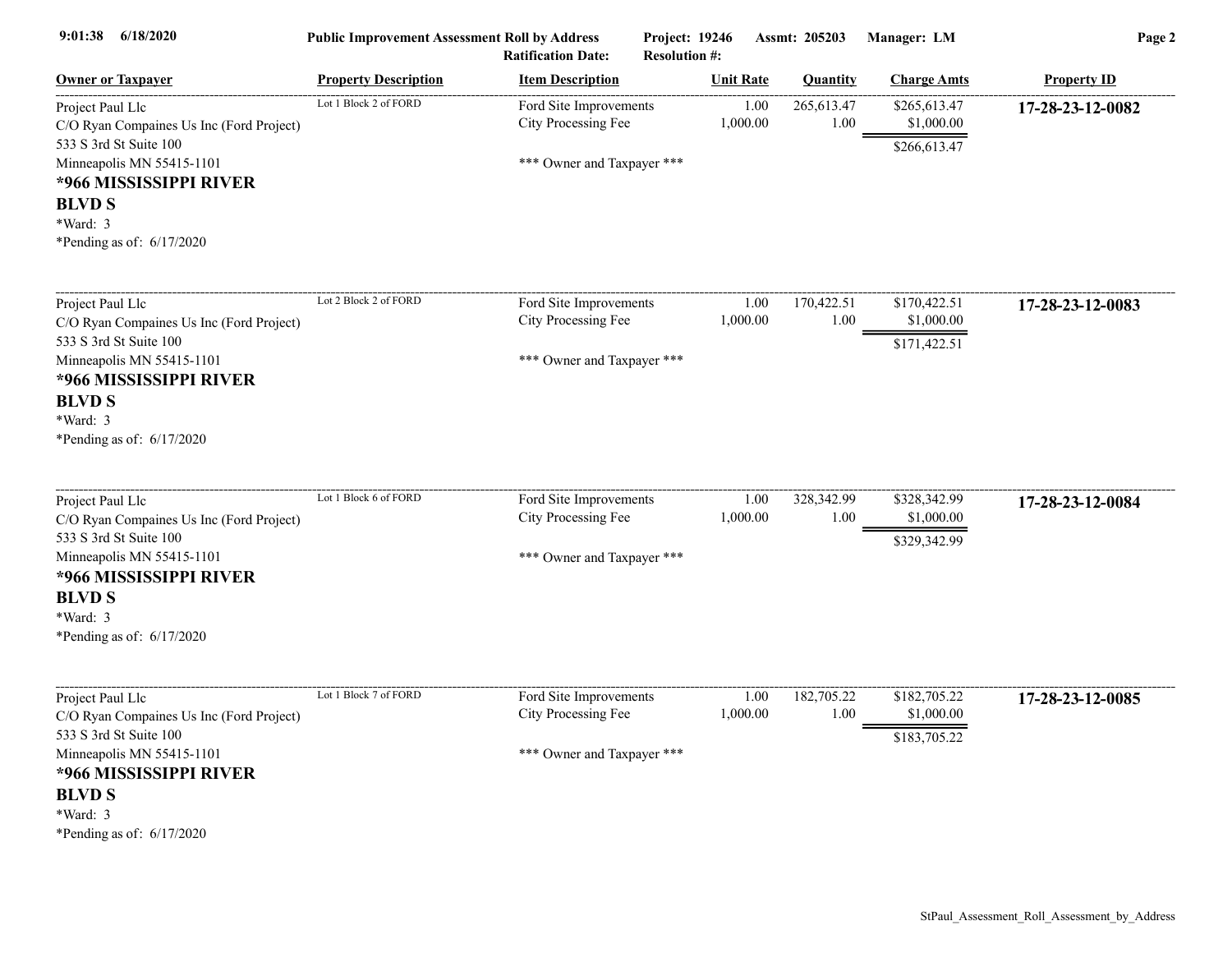| Owner or Taxpayer | Property Description | Item Description | Unit Rate | Quantity | Charge Amts | Property ID |
|---|---|---|---|---|---|---|
| Project Paul Llc<br>C/O Ryan Compaines Us Inc (Ford Project)<br>533 S 3rd St Suite 100<br>Minneapolis MN 55415-1101<br>**\*966 MISSISSIPPI RIVER BLVD S**<br>\*Ward: 3<br>\*Pending as of: 6/17/2020 | Lot 1 Block 2 of FORD | Ford Site Improvements<br>City Processing Fee<br><br>\*\*\* Owner and Taxpayer \*\*\* | 1.00<br>1,000.00 | 265,613.47<br>1.00 | $265,613.47<br>$1,000.00<br>$266,613.47 | **17-28-23-12-0082** |
| Project Paul Llc<br>C/O Ryan Compaines Us Inc (Ford Project)<br>533 S 3rd St Suite 100<br>Minneapolis MN 55415-1101<br>**\*966 MISSISSIPPI RIVER BLVD S**<br>\*Ward: 3<br>\*Pending as of: 6/17/2020 | Lot 2 Block 2 of FORD | Ford Site Improvements<br>City Processing Fee<br><br>\*\*\* Owner and Taxpayer \*\*\* | 1.00<br>1,000.00 | 170,422.51<br>1.00 | $170,422.51<br>$1,000.00<br>$171,422.51 | **17-28-23-12-0083** |
| Project Paul Llc<br>C/O Ryan Compaines Us Inc (Ford Project)<br>533 S 3rd St Suite 100<br>Minneapolis MN 55415-1101<br>**\*966 MISSISSIPPI RIVER BLVD S**<br>\*Ward: 3<br>\*Pending as of: 6/17/2020 | Lot 1 Block 6 of FORD | Ford Site Improvements<br>City Processing Fee<br><br>\*\*\* Owner and Taxpayer \*\*\* | 1.00<br>1,000.00 | 328,342.99<br>1.00 | $328,342.99<br>$1,000.00<br>$329,342.99 | **17-28-23-12-0084** |
| Project Paul Llc<br>C/O Ryan Compaines Us Inc (Ford Project)<br>533 S 3rd St Suite 100<br>Minneapolis MN 55415-1101<br>**\*966 MISSISSIPPI RIVER BLVD S**<br>\*Ward: 3<br>\*Pending as of: 6/17/2020 | Lot 1 Block 7 of FORD | Ford Site Improvements<br>City Processing Fee<br><br>\*\*\* Owner and Taxpayer \*\*\* | 1.00<br>1,000.00 | 182,705.22<br>1.00 | $182,705.22<br>$1,000.00<br>$183,705.22 | **17-28-23-12-0085** |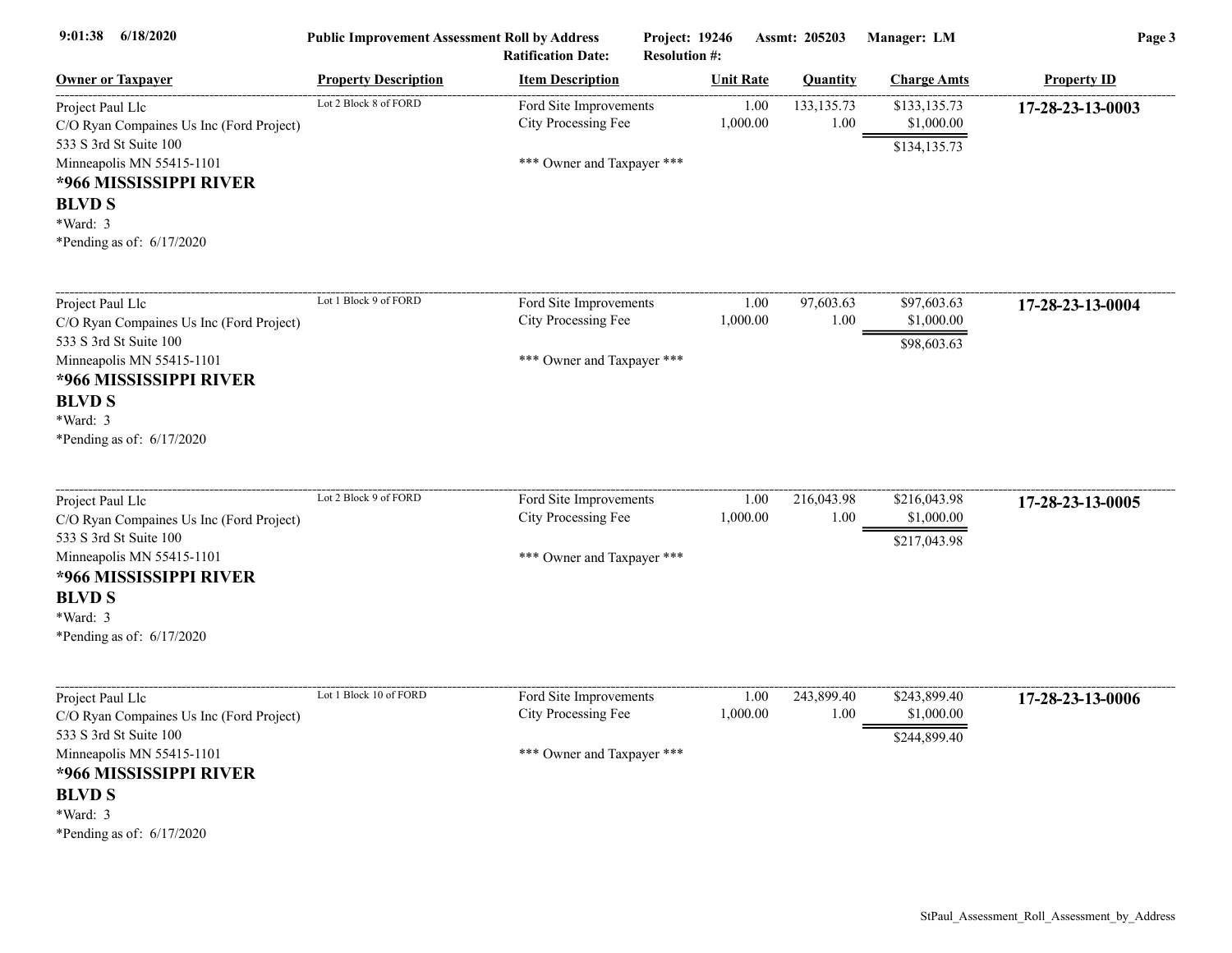**Public Improvement Assessment Roll by Address** — Project: 19246 — Assmt: 205203 — Manager: LM
Ratification Date: — Resolution #:

| Owner or Taxpayer | Property Description | Item Description | Unit Rate | Quantity | Charge Amts | Property ID |
|---|---|---|---|---|---|---|
| Project Paul Llc<br>C/O Ryan Compaines Us Inc (Ford Project)<br>533 S 3rd St Suite 100<br>Minneapolis MN 55415-1101<br>**\*966 MISSISSIPPI RIVER BLVD S**<br>\*Ward: 3<br>\*Pending as of: 6/17/2020 | Lot 2 Block 8 of FORD | Ford Site Improvements<br>City Processing Fee<br><br>\*\*\* Owner and Taxpayer \*\*\* | 1.00<br>1,000.00 | 133,135.73<br>1.00 | $133,135.73<br>$1,000.00<br>$134,135.73 | **17-28-23-13-0003** |
| Project Paul Llc<br>C/O Ryan Compaines Us Inc (Ford Project)<br>533 S 3rd St Suite 100<br>Minneapolis MN 55415-1101<br>**\*966 MISSISSIPPI RIVER BLVD S**<br>\*Ward: 3<br>\*Pending as of: 6/17/2020 | Lot 1 Block 9 of FORD | Ford Site Improvements<br>City Processing Fee<br><br>\*\*\* Owner and Taxpayer \*\*\* | 1.00<br>1,000.00 | 97,603.63<br>1.00 | $97,603.63<br>$1,000.00<br>$98,603.63 | **17-28-23-13-0004** |
| Project Paul Llc<br>C/O Ryan Compaines Us Inc (Ford Project)<br>533 S 3rd St Suite 100<br>Minneapolis MN 55415-1101<br>**\*966 MISSISSIPPI RIVER BLVD S**<br>\*Ward: 3<br>\*Pending as of: 6/17/2020 | Lot 2 Block 9 of FORD | Ford Site Improvements<br>City Processing Fee<br><br>\*\*\* Owner and Taxpayer \*\*\* | 1.00<br>1,000.00 | 216,043.98<br>1.00 | $216,043.98<br>$1,000.00<br>$217,043.98 | **17-28-23-13-0005** |
| Project Paul Llc<br>C/O Ryan Compaines Us Inc (Ford Project)<br>533 S 3rd St Suite 100<br>Minneapolis MN 55415-1101<br>**\*966 MISSISSIPPI RIVER BLVD S**<br>\*Ward: 3<br>\*Pending as of: 6/17/2020 | Lot 1 Block 10 of FORD | Ford Site Improvements<br>City Processing Fee<br><br>\*\*\* Owner and Taxpayer \*\*\* | 1.00<br>1,000.00 | 243,899.40<br>1.00 | $243,899.40<br>$1,000.00<br>$244,899.40 | **17-28-23-13-0006** |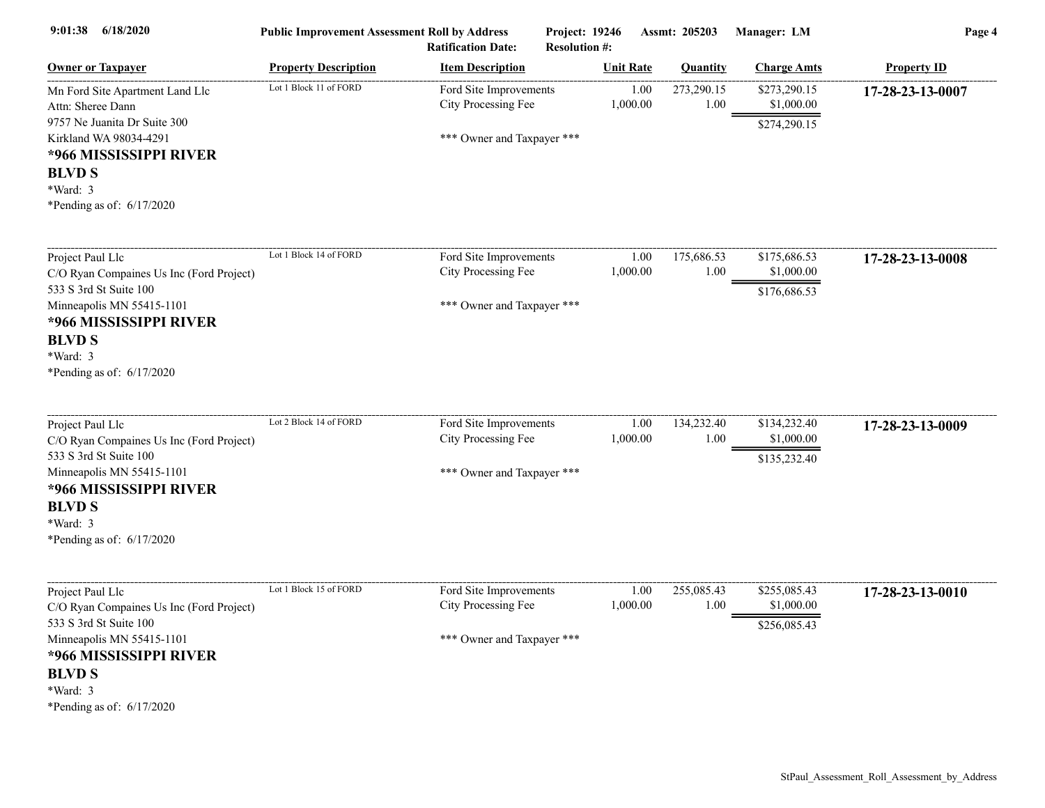| Owner or Taxpayer | Property Description | Item Description | Unit Rate | Quantity | Charge Amts | Property ID |
|---|---|---|---|---|---|---|
| Mn Ford Site Apartment Land Llc<br>Attn: Sheree Dann<br>9757 Ne Juanita Dr Suite 300<br>Kirkland WA 98034-4291<br>**\*966 MISSISSIPPI RIVER BLVD S**<br>\*Ward: 3<br>\*Pending as of: 6/17/2020 | Lot 1 Block 11 of FORD | Ford Site Improvements<br>City Processing Fee<br><br>\*\*\* Owner and Taxpayer \*\*\* | 1.00<br>1,000.00 | 273,290.15<br>1.00 | $273,290.15<br>$1,000.00<br>$274,290.15 | **17-28-23-13-0007** |
| Project Paul Llc<br>C/O Ryan Compaines Us Inc (Ford Project)<br>533 S 3rd St Suite 100<br>Minneapolis MN 55415-1101<br>**\*966 MISSISSIPPI RIVER BLVD S**<br>\*Ward: 3<br>\*Pending as of: 6/17/2020 | Lot 1 Block 14 of FORD | Ford Site Improvements<br>City Processing Fee<br><br>\*\*\* Owner and Taxpayer \*\*\* | 1.00<br>1,000.00 | 175,686.53<br>1.00 | $175,686.53<br>$1,000.00<br>$176,686.53 | **17-28-23-13-0008** |
| Project Paul Llc<br>C/O Ryan Compaines Us Inc (Ford Project)<br>533 S 3rd St Suite 100<br>Minneapolis MN 55415-1101<br>**\*966 MISSISSIPPI RIVER BLVD S**<br>\*Ward: 3<br>\*Pending as of: 6/17/2020 | Lot 2 Block 14 of FORD | Ford Site Improvements<br>City Processing Fee<br><br>\*\*\* Owner and Taxpayer \*\*\* | 1.00<br>1,000.00 | 134,232.40<br>1.00 | $134,232.40<br>$1,000.00<br>$135,232.40 | **17-28-23-13-0009** |
| Project Paul Llc<br>C/O Ryan Compaines Us Inc (Ford Project)<br>533 S 3rd St Suite 100<br>Minneapolis MN 55415-1101<br>**\*966 MISSISSIPPI RIVER BLVD S**<br>\*Ward: 3<br>\*Pending as of: 6/17/2020 | Lot 1 Block 15 of FORD | Ford Site Improvements<br>City Processing Fee<br><br>\*\*\* Owner and Taxpayer \*\*\* | 1.00<br>1,000.00 | 255,085.43<br>1.00 | $255,085.43<br>$1,000.00<br>$256,085.43 | **17-28-23-13-0010** |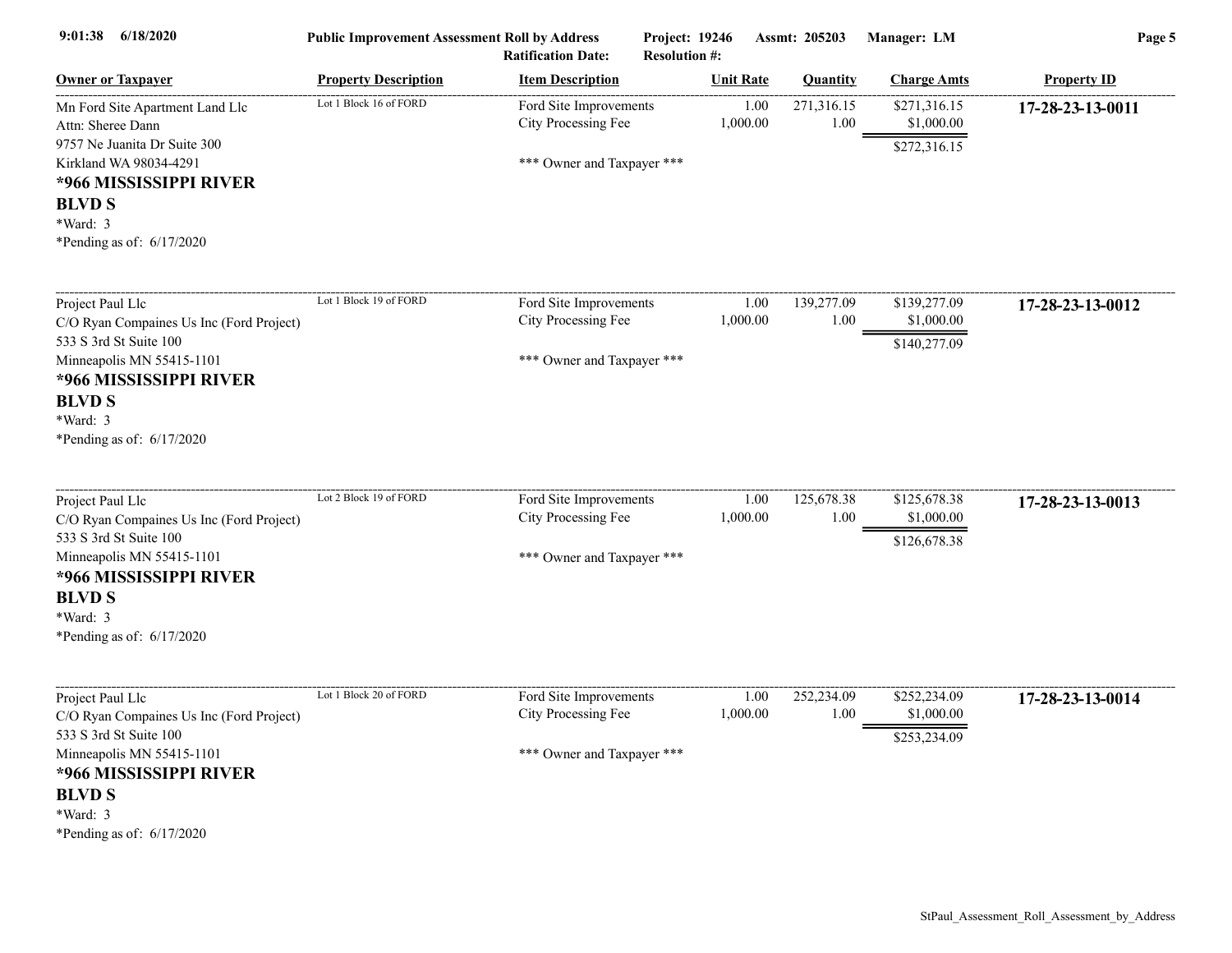| Owner or Taxpayer | Property Description | Item Description | Unit Rate | Quantity | Charge Amts | Property ID |
|---|---|---|---|---|---|---|
| Mn Ford Site Apartment Land Llc<br>Attn: Sheree Dann<br>9757 Ne Juanita Dr Suite 300<br>Kirkland WA 98034-4291<br>**\*966 MISSISSIPPI RIVER BLVD S**<br>\*Ward: 3<br>\*Pending as of: 6/17/2020 | Lot 1 Block 16 of FORD | Ford Site Improvements<br>City Processing Fee<br><br>\*\*\* Owner and Taxpayer \*\*\* | 1.00<br>1,000.00 | 271,316.15<br>1.00 | \$271,316.15<br>\$1,000.00<br>\$272,316.15 | **17-28-23-13-0011** |
| Project Paul Llc<br>C/O Ryan Compaines Us Inc (Ford Project)<br>533 S 3rd St Suite 100<br>Minneapolis MN 55415-1101<br>**\*966 MISSISSIPPI RIVER BLVD S**<br>\*Ward: 3<br>\*Pending as of: 6/17/2020 | Lot 1 Block 19 of FORD | Ford Site Improvements<br>City Processing Fee<br><br>\*\*\* Owner and Taxpayer \*\*\* | 1.00<br>1,000.00 | 139,277.09<br>1.00 | \$139,277.09<br>\$1,000.00<br>\$140,277.09 | **17-28-23-13-0012** |
| Project Paul Llc<br>C/O Ryan Compaines Us Inc (Ford Project)<br>533 S 3rd St Suite 100<br>Minneapolis MN 55415-1101<br>**\*966 MISSISSIPPI RIVER BLVD S**<br>\*Ward: 3<br>\*Pending as of: 6/17/2020 | Lot 2 Block 19 of FORD | Ford Site Improvements<br>City Processing Fee<br><br>\*\*\* Owner and Taxpayer \*\*\* | 1.00<br>1,000.00 | 125,678.38<br>1.00 | \$125,678.38<br>\$1,000.00<br>\$126,678.38 | **17-28-23-13-0013** |
| Project Paul Llc<br>C/O Ryan Compaines Us Inc (Ford Project)<br>533 S 3rd St Suite 100<br>Minneapolis MN 55415-1101<br>**\*966 MISSISSIPPI RIVER BLVD S**<br>\*Ward: 3<br>\*Pending as of: 6/17/2020 | Lot 1 Block 20 of FORD | Ford Site Improvements<br>City Processing Fee<br><br>\*\*\* Owner and Taxpayer \*\*\* | 1.00<br>1,000.00 | 252,234.09<br>1.00 | \$252,234.09<br>\$1,000.00<br>\$253,234.09 | **17-28-23-13-0014** |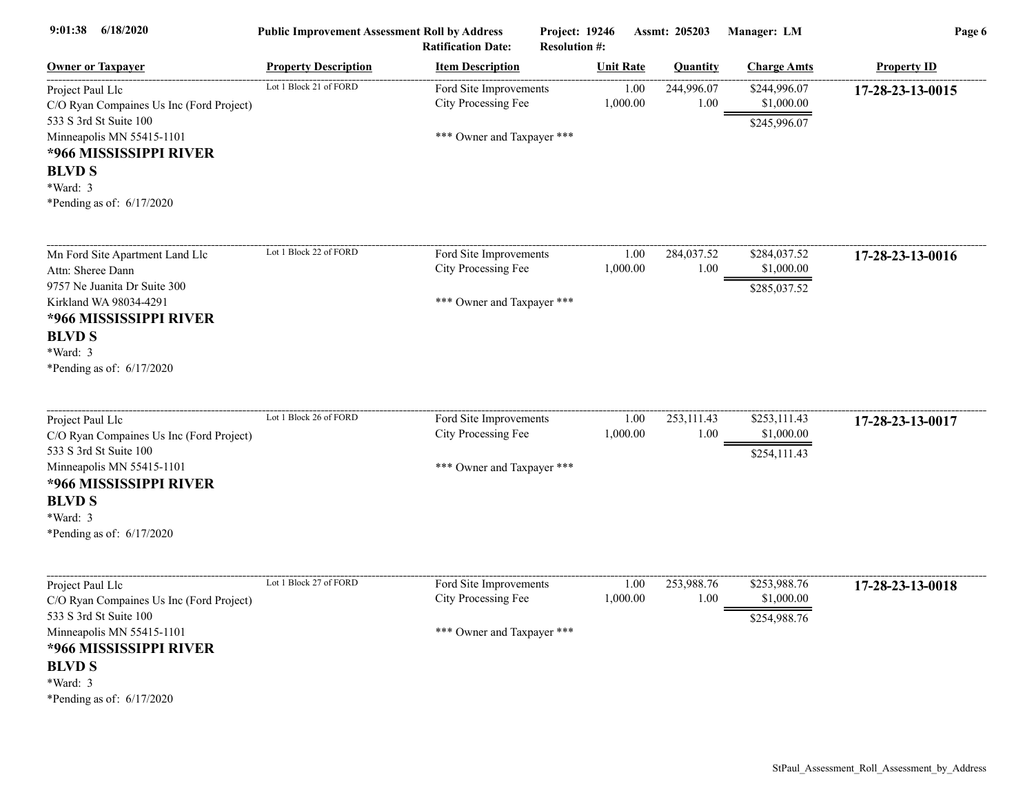| Owner or Taxpayer | Property Description | Item Description | Unit Rate | Quantity | Charge Amts | Property ID |
|---|---|---|---|---|---|---|
| Project Paul Llc<br>C/O Ryan Compaines Us Inc (Ford Project)<br>533 S 3rd St Suite 100<br>Minneapolis MN 55415-1101<br>**\*966 MISSISSIPPI RIVER BLVD S**<br>\*Ward: 3<br>\*Pending as of: 6/17/2020 | Lot 1 Block 21 of FORD | Ford Site Improvements<br>City Processing Fee<br><br>\*\*\* Owner and Taxpayer \*\*\* | 1.00<br>1,000.00 | 244,996.07<br>1.00 | $244,996.07<br>$1,000.00<br>$245,996.07 | **17-28-23-13-0015** |
| Mn Ford Site Apartment Land Llc<br>Attn: Sheree Dann<br>9757 Ne Juanita Dr Suite 300<br>Kirkland WA 98034-4291<br>**\*966 MISSISSIPPI RIVER BLVD S**<br>\*Ward: 3<br>\*Pending as of: 6/17/2020 | Lot 1 Block 22 of FORD | Ford Site Improvements<br>City Processing Fee<br><br>\*\*\* Owner and Taxpayer \*\*\* | 1.00<br>1,000.00 | 284,037.52<br>1.00 | $284,037.52<br>$1,000.00<br>$285,037.52 | **17-28-23-13-0016** |
| Project Paul Llc<br>C/O Ryan Compaines Us Inc (Ford Project)<br>533 S 3rd St Suite 100<br>Minneapolis MN 55415-1101<br>**\*966 MISSISSIPPI RIVER BLVD S**<br>\*Ward: 3<br>\*Pending as of: 6/17/2020 | Lot 1 Block 26 of FORD | Ford Site Improvements<br>City Processing Fee<br><br>\*\*\* Owner and Taxpayer \*\*\* | 1.00<br>1,000.00 | 253,111.43<br>1.00 | $253,111.43<br>$1,000.00<br>$254,111.43 | **17-28-23-13-0017** |
| Project Paul Llc<br>C/O Ryan Compaines Us Inc (Ford Project)<br>533 S 3rd St Suite 100<br>Minneapolis MN 55415-1101<br>**\*966 MISSISSIPPI RIVER BLVD S**<br>\*Ward: 3<br>\*Pending as of: 6/17/2020 | Lot 1 Block 27 of FORD | Ford Site Improvements<br>City Processing Fee<br><br>\*\*\* Owner and Taxpayer \*\*\* | 1.00<br>1,000.00 | 253,988.76<br>1.00 | $253,988.76<br>$1,000.00<br>$254,988.76 | **17-28-23-13-0018** |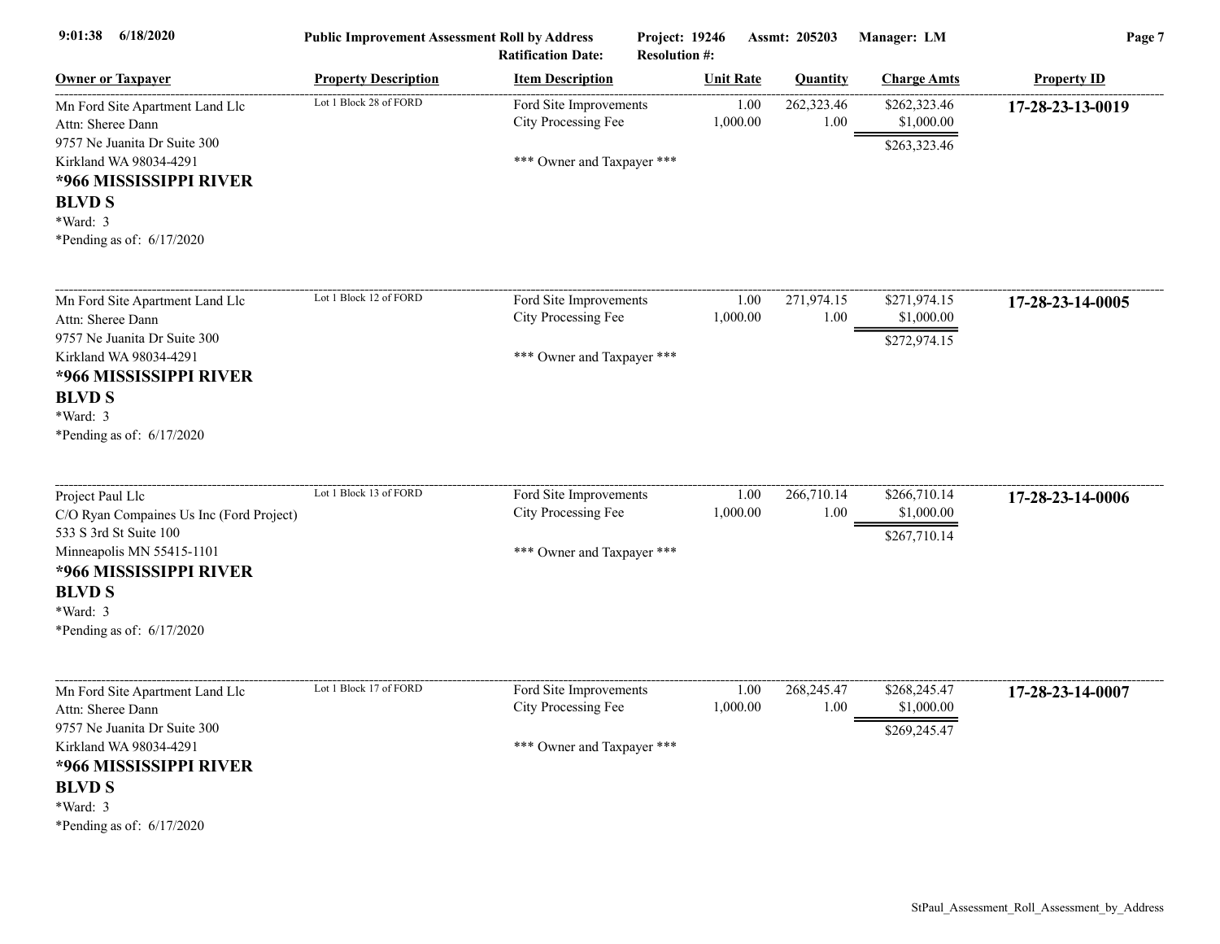| Owner or Taxpayer | Property Description | Item Description | Unit Rate | Quantity | Charge Amts | Property ID |
|---|---|---|---|---|---|---|
| Mn Ford Site Apartment Land Llc<br>Attn: Sheree Dann<br>9757 Ne Juanita Dr Suite 300<br>Kirkland WA 98034-4291<br>**\*966 MISSISSIPPI RIVER BLVD S**<br>\*Ward: 3<br>\*Pending as of: 6/17/2020 | Lot 1 Block 28 of FORD | Ford Site Improvements<br>City Processing Fee<br><br>\*\*\* Owner and Taxpayer \*\*\* | 1.00<br>1,000.00 | 262,323.46<br>1.00 | $262,323.46<br>$1,000.00<br>$263,323.46 | **17-28-23-13-0019** |
| Mn Ford Site Apartment Land Llc<br>Attn: Sheree Dann<br>9757 Ne Juanita Dr Suite 300<br>Kirkland WA 98034-4291<br>**\*966 MISSISSIPPI RIVER BLVD S**<br>\*Ward: 3<br>\*Pending as of: 6/17/2020 | Lot 1 Block 12 of FORD | Ford Site Improvements<br>City Processing Fee<br><br>\*\*\* Owner and Taxpayer \*\*\* | 1.00<br>1,000.00 | 271,974.15<br>1.00 | $271,974.15<br>$1,000.00<br>$272,974.15 | **17-28-23-14-0005** |
| Project Paul Llc<br>C/O Ryan Compaines Us Inc (Ford Project)<br>533 S 3rd St Suite 100<br>Minneapolis MN 55415-1101<br>**\*966 MISSISSIPPI RIVER BLVD S**<br>\*Ward: 3<br>\*Pending as of: 6/17/2020 | Lot 1 Block 13 of FORD | Ford Site Improvements<br>City Processing Fee<br><br>\*\*\* Owner and Taxpayer \*\*\* | 1.00<br>1,000.00 | 266,710.14<br>1.00 | $266,710.14<br>$1,000.00<br>$267,710.14 | **17-28-23-14-0006** |
| Mn Ford Site Apartment Land Llc<br>Attn: Sheree Dann<br>9757 Ne Juanita Dr Suite 300<br>Kirkland WA 98034-4291<br>**\*966 MISSISSIPPI RIVER BLVD S**<br>\*Ward: 3<br>\*Pending as of: 6/17/2020 | Lot 1 Block 17 of FORD | Ford Site Improvements<br>City Processing Fee<br><br>\*\*\* Owner and Taxpayer \*\*\* | 1.00<br>1,000.00 | 268,245.47<br>1.00 | $268,245.47<br>$1,000.00<br>$269,245.47 | **17-28-23-14-0007** |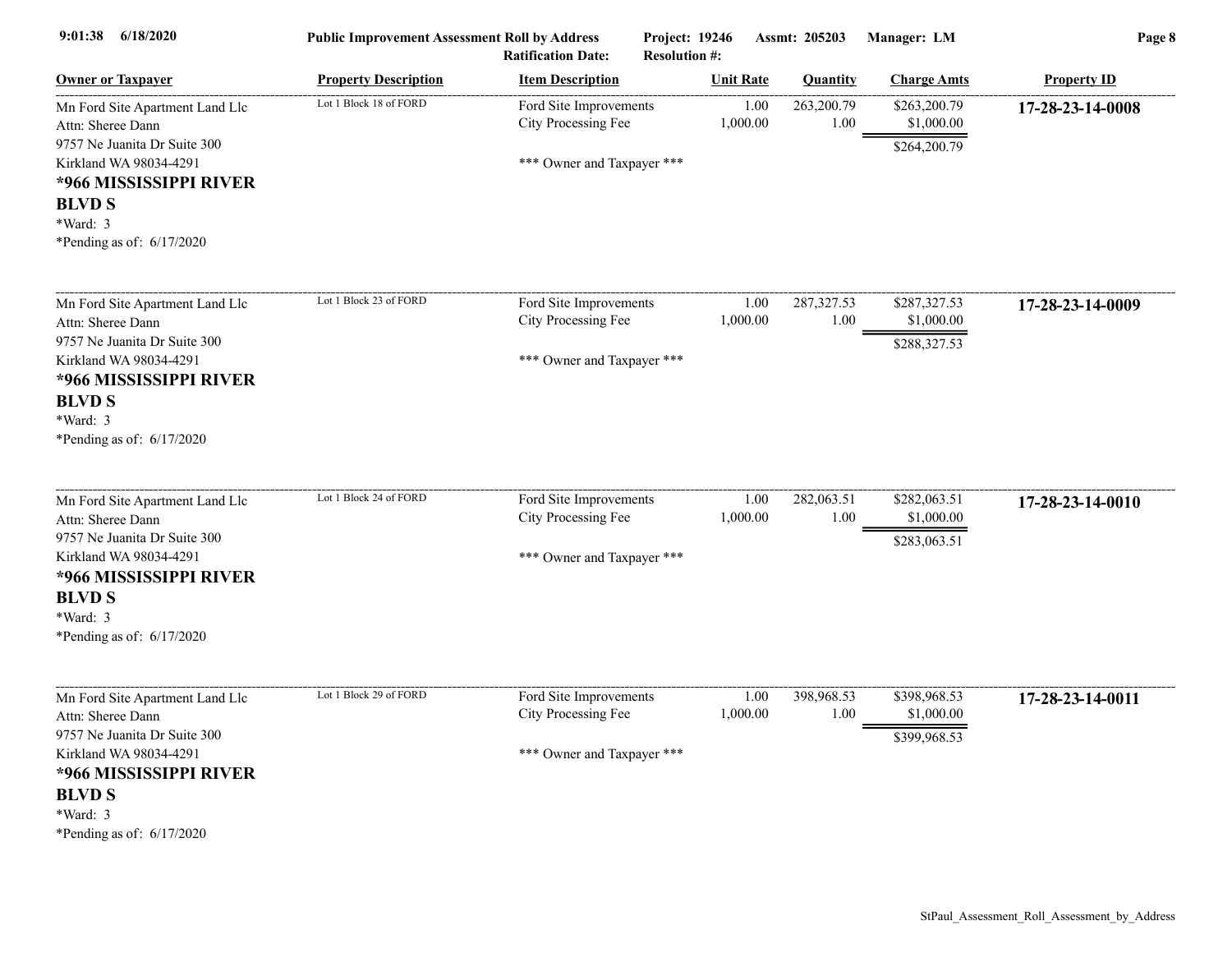| Owner or Taxpayer | Property Description | Item Description | Unit Rate | Quantity | Charge Amts | Property ID |
|---|---|---|---|---|---|---|
| Mn Ford Site Apartment Land Llc<br>Attn: Sheree Dann<br>9757 Ne Juanita Dr Suite 300<br>Kirkland WA 98034-4291<br>**\*966 MISSISSIPPI RIVER BLVD S**<br>\*Ward: 3<br>\*Pending as of: 6/17/2020 | Lot 1 Block 18 of FORD | Ford Site Improvements<br>City Processing Fee<br><br>\*\*\* Owner and Taxpayer \*\*\* | 1.00<br>1,000.00 | 263,200.79<br>1.00 | $263,200.79<br>$1,000.00<br>$264,200.79 | **17-28-23-14-0008** |
| Mn Ford Site Apartment Land Llc<br>Attn: Sheree Dann<br>9757 Ne Juanita Dr Suite 300<br>Kirkland WA 98034-4291<br>**\*966 MISSISSIPPI RIVER BLVD S**<br>\*Ward: 3<br>\*Pending as of: 6/17/2020 | Lot 1 Block 23 of FORD | Ford Site Improvements<br>City Processing Fee<br><br>\*\*\* Owner and Taxpayer \*\*\* | 1.00<br>1,000.00 | 287,327.53<br>1.00 | $287,327.53<br>$1,000.00<br>$288,327.53 | **17-28-23-14-0009** |
| Mn Ford Site Apartment Land Llc<br>Attn: Sheree Dann<br>9757 Ne Juanita Dr Suite 300<br>Kirkland WA 98034-4291<br>**\*966 MISSISSIPPI RIVER BLVD S**<br>\*Ward: 3<br>\*Pending as of: 6/17/2020 | Lot 1 Block 24 of FORD | Ford Site Improvements<br>City Processing Fee<br><br>\*\*\* Owner and Taxpayer \*\*\* | 1.00<br>1,000.00 | 282,063.51<br>1.00 | $282,063.51<br>$1,000.00<br>$283,063.51 | **17-28-23-14-0010** |
| Mn Ford Site Apartment Land Llc<br>Attn: Sheree Dann<br>9757 Ne Juanita Dr Suite 300<br>Kirkland WA 98034-4291<br>**\*966 MISSISSIPPI RIVER BLVD S**<br>\*Ward: 3<br>\*Pending as of: 6/17/2020 | Lot 1 Block 29 of FORD | Ford Site Improvements<br>City Processing Fee<br><br>\*\*\* Owner and Taxpayer \*\*\* | 1.00<br>1,000.00 | 398,968.53<br>1.00 | $398,968.53<br>$1,000.00<br>$399,968.53 | **17-28-23-14-0011** |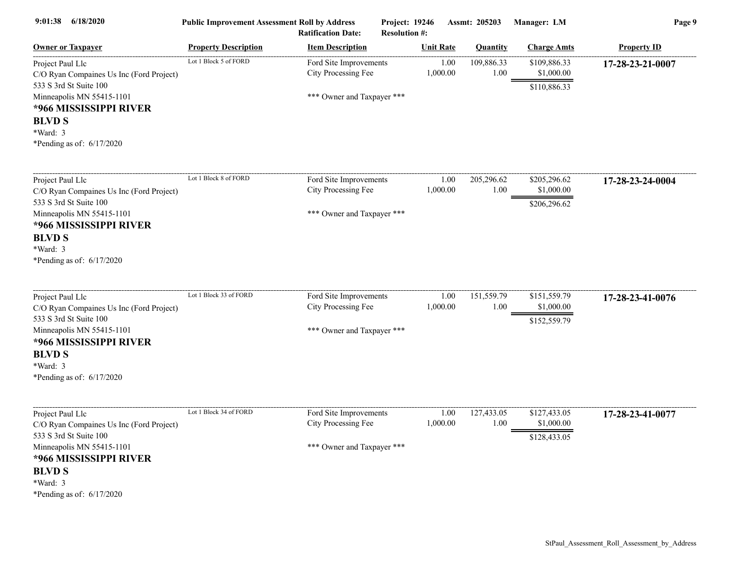| Owner or Taxpayer | Property Description | Item Description | Unit Rate | Quantity | Charge Amts | Property ID |
|---|---|---|---|---|---|---|
| Project Paul Llc<br>C/O Ryan Compaines Us Inc (Ford Project)<br>533 S 3rd St Suite 100<br>Minneapolis MN 55415-1101<br>**\*966 MISSISSIPPI RIVER BLVD S**<br>\*Ward: 3<br>\*Pending as of: 6/17/2020 | Lot 1 Block 5 of FORD | Ford Site Improvements<br>City Processing Fee<br><br>\*\*\* Owner and Taxpayer \*\*\* | 1.00<br>1,000.00 | 109,886.33<br>1.00 | \$109,886.33<br>\$1,000.00<br>\$110,886.33 | **17-28-23-21-0007** |
| Project Paul Llc<br>C/O Ryan Compaines Us Inc (Ford Project)<br>533 S 3rd St Suite 100<br>Minneapolis MN 55415-1101<br>**\*966 MISSISSIPPI RIVER BLVD S**<br>\*Ward: 3<br>\*Pending as of: 6/17/2020 | Lot 1 Block 8 of FORD | Ford Site Improvements<br>City Processing Fee<br><br>\*\*\* Owner and Taxpayer \*\*\* | 1.00<br>1,000.00 | 205,296.62<br>1.00 | \$205,296.62<br>\$1,000.00<br>\$206,296.62 | **17-28-23-24-0004** |
| Project Paul Llc<br>C/O Ryan Compaines Us Inc (Ford Project)<br>533 S 3rd St Suite 100<br>Minneapolis MN 55415-1101<br>**\*966 MISSISSIPPI RIVER BLVD S**<br>\*Ward: 3<br>\*Pending as of: 6/17/2020 | Lot 1 Block 33 of FORD | Ford Site Improvements<br>City Processing Fee<br><br>\*\*\* Owner and Taxpayer \*\*\* | 1.00<br>1,000.00 | 151,559.79<br>1.00 | \$151,559.79<br>\$1,000.00<br>\$152,559.79 | **17-28-23-41-0076** |
| Project Paul Llc<br>C/O Ryan Compaines Us Inc (Ford Project)<br>533 S 3rd St Suite 100<br>Minneapolis MN 55415-1101<br>**\*966 MISSISSIPPI RIVER BLVD S**<br>\*Ward: 3<br>\*Pending as of: 6/17/2020 | Lot 1 Block 34 of FORD | Ford Site Improvements<br>City Processing Fee<br><br>\*\*\* Owner and Taxpayer \*\*\* | 1.00<br>1,000.00 | 127,433.05<br>1.00 | \$127,433.05<br>\$1,000.00<br>\$128,433.05 | **17-28-23-41-0077** |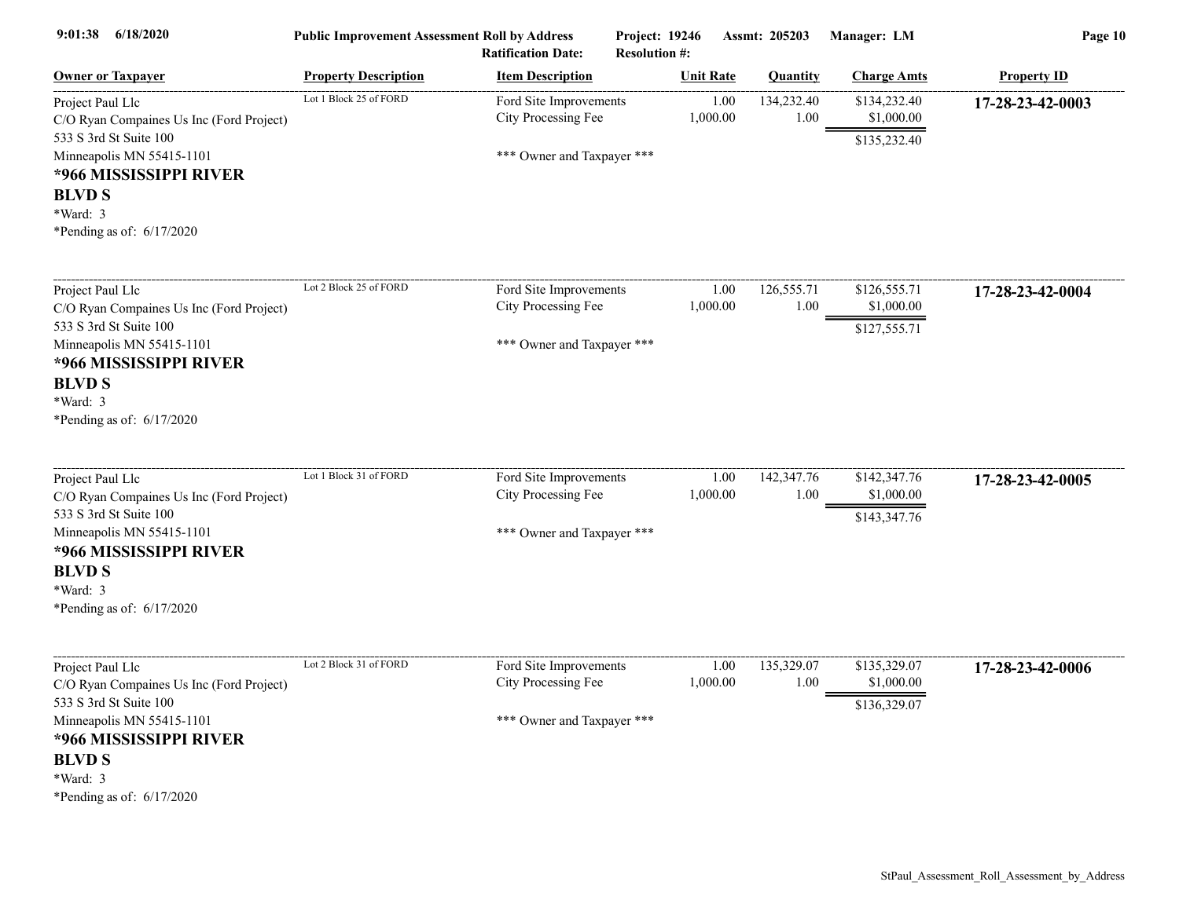| Owner or Taxpayer | Property Description | Item Description | Unit Rate | Quantity | Charge Amts | Property ID |
|---|---|---|---|---|---|---|
| Project Paul Llc<br>C/O Ryan Compaines Us Inc (Ford Project)<br>533 S 3rd St Suite 100<br>Minneapolis MN 55415-1101<br>**\*966 MISSISSIPPI RIVER BLVD S**<br>\*Ward: 3<br>\*Pending as of: 6/17/2020 | Lot 1 Block 25 of FORD | Ford Site Improvements<br>City Processing Fee<br><br>\*\*\* Owner and Taxpayer \*\*\* | 1.00<br>1,000.00 | 134,232.40<br>1.00 | $134,232.40<br>$1,000.00<br>$135,232.40 | **17-28-23-42-0003** |
| Project Paul Llc<br>C/O Ryan Compaines Us Inc (Ford Project)<br>533 S 3rd St Suite 100<br>Minneapolis MN 55415-1101<br>**\*966 MISSISSIPPI RIVER BLVD S**<br>\*Ward: 3<br>\*Pending as of: 6/17/2020 | Lot 2 Block 25 of FORD | Ford Site Improvements<br>City Processing Fee<br><br>\*\*\* Owner and Taxpayer \*\*\* | 1.00<br>1,000.00 | 126,555.71<br>1.00 | $126,555.71<br>$1,000.00<br>$127,555.71 | **17-28-23-42-0004** |
| Project Paul Llc<br>C/O Ryan Compaines Us Inc (Ford Project)<br>533 S 3rd St Suite 100<br>Minneapolis MN 55415-1101<br>**\*966 MISSISSIPPI RIVER BLVD S**<br>\*Ward: 3<br>\*Pending as of: 6/17/2020 | Lot 1 Block 31 of FORD | Ford Site Improvements<br>City Processing Fee<br><br>\*\*\* Owner and Taxpayer \*\*\* | 1.00<br>1,000.00 | 142,347.76<br>1.00 | $142,347.76<br>$1,000.00<br>$143,347.76 | **17-28-23-42-0005** |
| Project Paul Llc<br>C/O Ryan Compaines Us Inc (Ford Project)<br>533 S 3rd St Suite 100<br>Minneapolis MN 55415-1101<br>**\*966 MISSISSIPPI RIVER BLVD S**<br>\*Ward: 3<br>\*Pending as of: 6/17/2020 | Lot 2 Block 31 of FORD | Ford Site Improvements<br>City Processing Fee<br><br>\*\*\* Owner and Taxpayer \*\*\* | 1.00<br>1,000.00 | 135,329.07<br>1.00 | $135,329.07<br>$1,000.00<br>$136,329.07 | **17-28-23-42-0006** |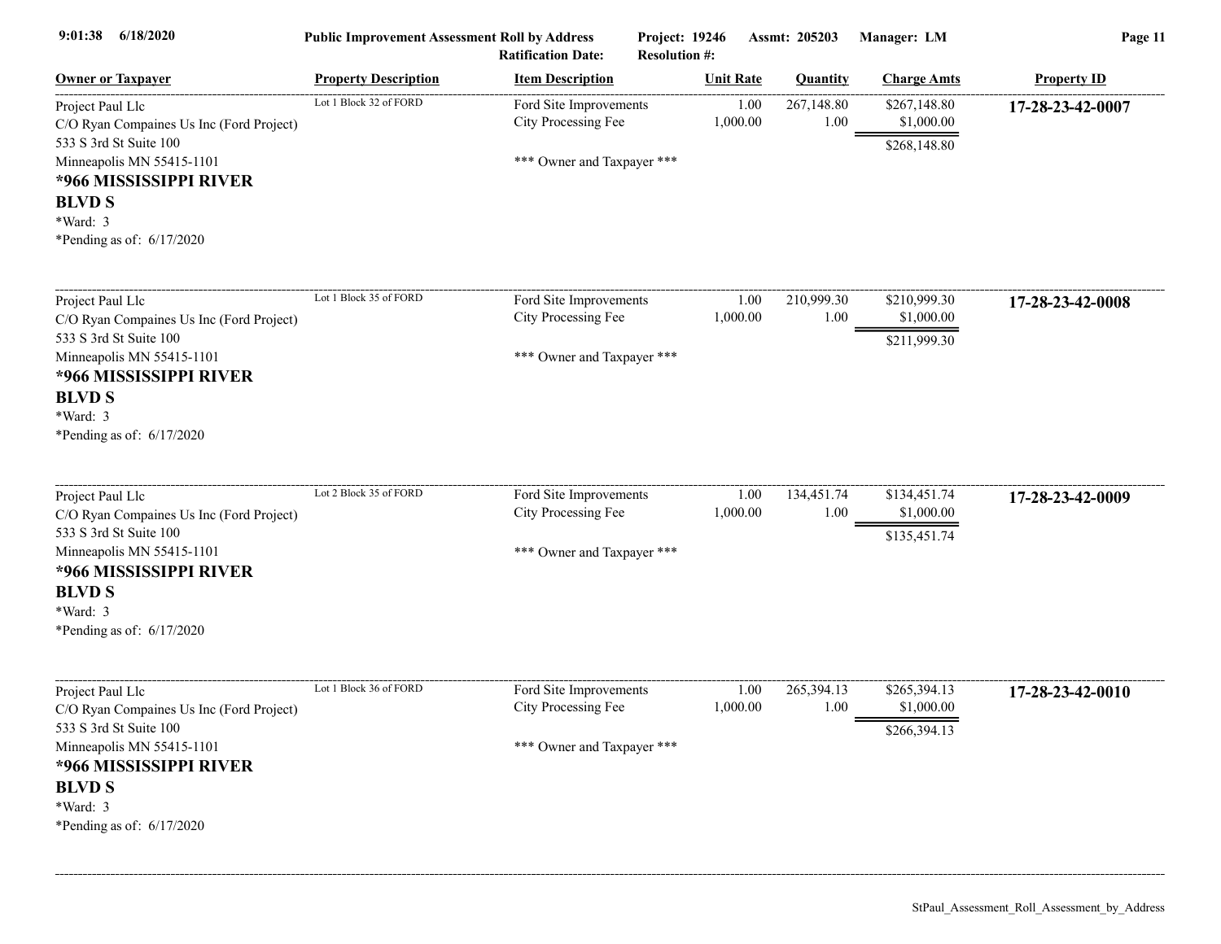| Owner or Taxpayer | Property Description | Item Description | Unit Rate | Quantity | Charge Amts | Property ID |
|---|---|---|---|---|---|---|
| Project Paul Llc<br>C/O Ryan Compaines Us Inc (Ford Project)<br>533 S 3rd St Suite 100<br>Minneapolis MN 55415-1101<br>**\*966 MISSISSIPPI RIVER BLVD S**<br>\*Ward: 3<br>\*Pending as of: 6/17/2020 | Lot 1 Block 32 of FORD | Ford Site Improvements<br>City Processing Fee<br><br>\*\*\* Owner and Taxpayer \*\*\* | 1.00<br>1,000.00 | 267,148.80<br>1.00 | $267,148.80<br>$1,000.00<br>$268,148.80 | **17-28-23-42-0007** |
| Project Paul Llc<br>C/O Ryan Compaines Us Inc (Ford Project)<br>533 S 3rd St Suite 100<br>Minneapolis MN 55415-1101<br>**\*966 MISSISSIPPI RIVER BLVD S**<br>\*Ward: 3<br>\*Pending as of: 6/17/2020 | Lot 1 Block 35 of FORD | Ford Site Improvements<br>City Processing Fee<br><br>\*\*\* Owner and Taxpayer \*\*\* | 1.00<br>1,000.00 | 210,999.30<br>1.00 | $210,999.30<br>$1,000.00<br>$211,999.30 | **17-28-23-42-0008** |
| Project Paul Llc<br>C/O Ryan Compaines Us Inc (Ford Project)<br>533 S 3rd St Suite 100<br>Minneapolis MN 55415-1101<br>**\*966 MISSISSIPPI RIVER BLVD S**<br>\*Ward: 3<br>\*Pending as of: 6/17/2020 | Lot 2 Block 35 of FORD | Ford Site Improvements<br>City Processing Fee<br><br>\*\*\* Owner and Taxpayer \*\*\* | 1.00<br>1,000.00 | 134,451.74<br>1.00 | $134,451.74<br>$1,000.00<br>$135,451.74 | **17-28-23-42-0009** |
| Project Paul Llc<br>C/O Ryan Compaines Us Inc (Ford Project)<br>533 S 3rd St Suite 100<br>Minneapolis MN 55415-1101<br>**\*966 MISSISSIPPI RIVER BLVD S**<br>\*Ward: 3<br>\*Pending as of: 6/17/2020 | Lot 1 Block 36 of FORD | Ford Site Improvements<br>City Processing Fee<br><br>\*\*\* Owner and Taxpayer \*\*\* | 1.00<br>1,000.00 | 265,394.13<br>1.00 | $265,394.13<br>$1,000.00<br>$266,394.13 | **17-28-23-42-0010** |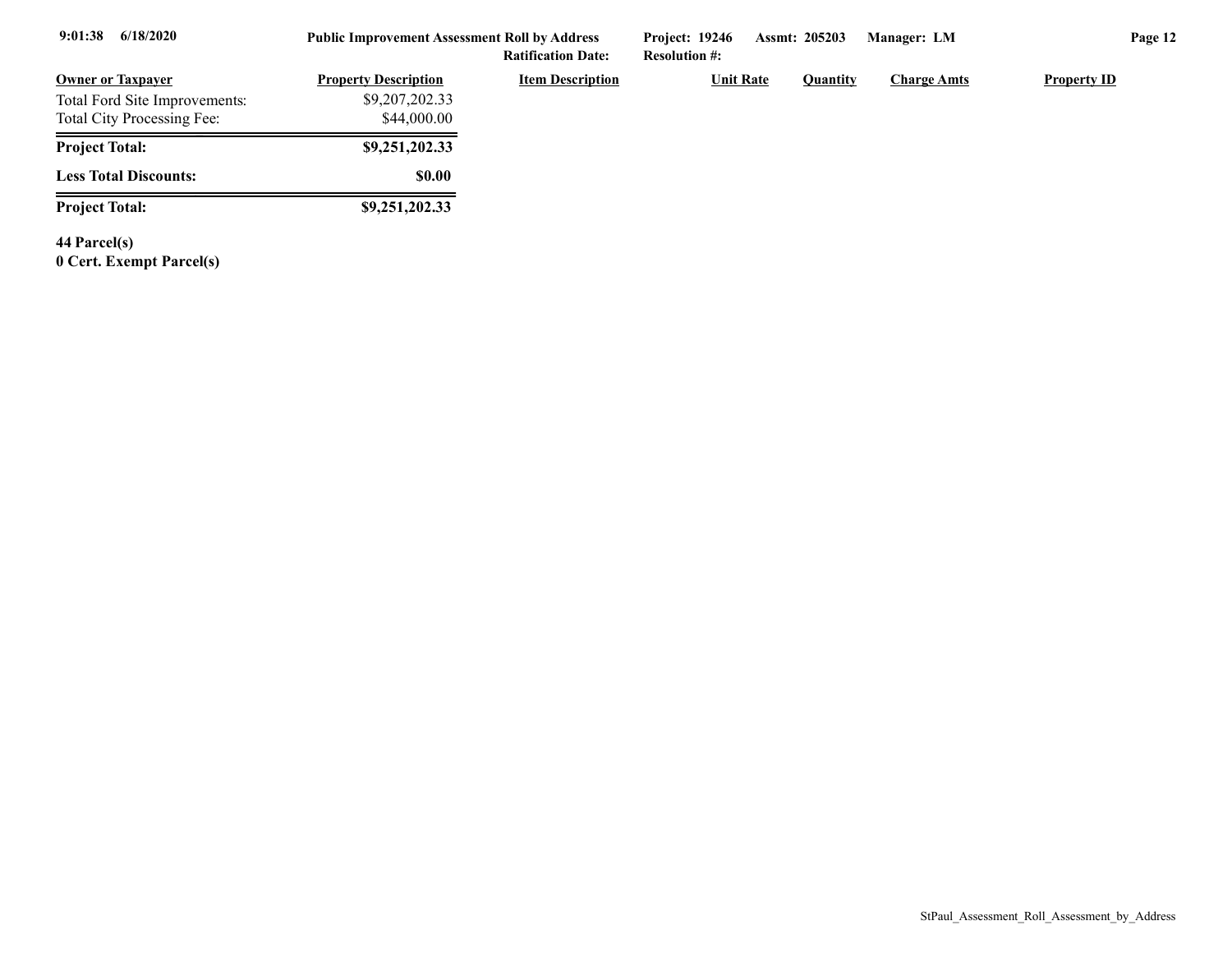**Public Improvement Assessment Roll by Address**
**Ratification Date:**

**Project: 19246** **Assmt: 205203** **Manager: LM**
**Resolution #:**

| Owner or Taxpayer | Property Description | Item Description | Unit Rate | Quantity | Charge Amts | Property ID |
|---|---|---|---|---|---|---|
| Total Ford Site Improvements: | $9,207,202.33 | | | | | |
| Total City Processing Fee: | $44,000.00 | | | | | |
| **Project Total:** | **$9,251,202.33** | | | | | |
| **Less Total Discounts:** | **$0.00** | | | | | |
| **Project Total:** | **$9,251,202.33** | | | | | |

**44 Parcel(s)**
**0 Cert. Exempt Parcel(s)**